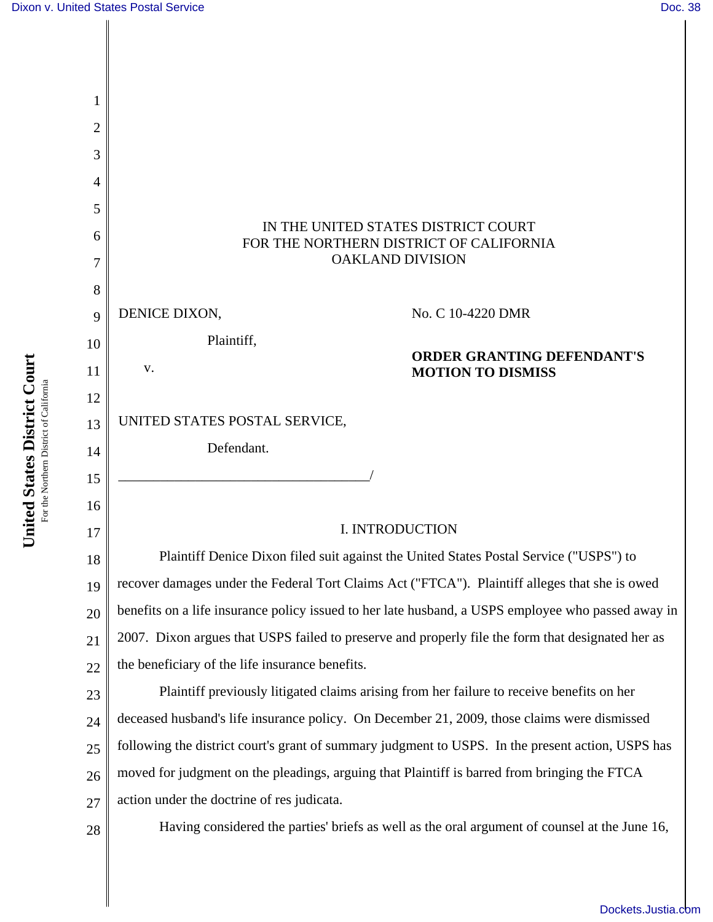IN THE UNITED STATES DISTRICT COURT
FOR THE NORTHERN DISTRICT OF CALIFORNIA
OAKLAND DIVISION

DENICE DIXON,

Plaintiff,

v.

UNITED STATES POSTAL SERVICE,

Defendant.

No. C 10-4220 DMR

**ORDER GRANTING DEFENDANT'S MOTION TO DISMISS**

## I. INTRODUCTION

Plaintiff Denice Dixon filed suit against the United States Postal Service ("USPS") to recover damages under the Federal Tort Claims Act ("FTCA"). Plaintiff alleges that she is owed benefits on a life insurance policy issued to her late husband, a USPS employee who passed away in 2007. Dixon argues that USPS failed to preserve and properly file the form that designated her as the beneficiary of the life insurance benefits.

Plaintiff previously litigated claims arising from her failure to receive benefits on her deceased husband's life insurance policy. On December 21, 2009, those claims were dismissed following the district court's grant of summary judgment to USPS. In the present action, USPS has moved for judgment on the pleadings, arguing that Plaintiff is barred from bringing the FTCA action under the doctrine of res judicata.

Having considered the parties' briefs as well as the oral argument of counsel at the June 16,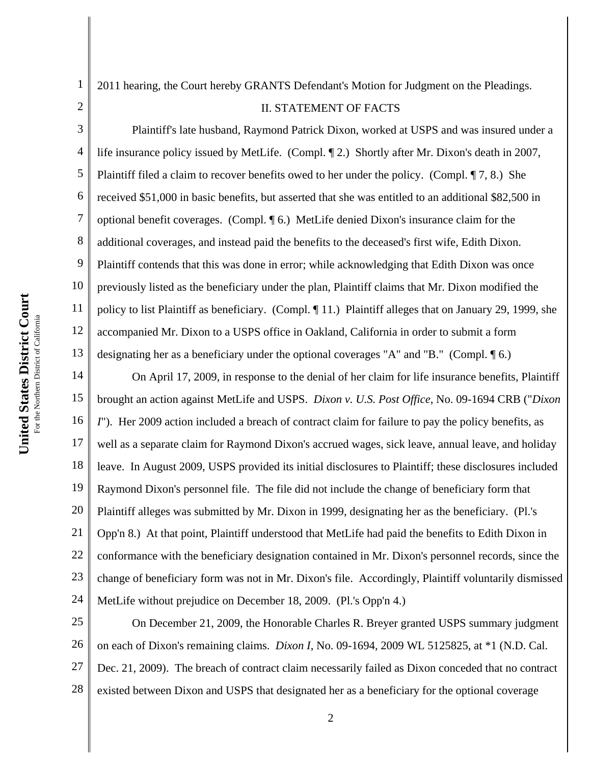2011 hearing, the Court hereby GRANTS Defendant's Motion for Judgment on the Pleadings.

## II. STATEMENT OF FACTS

Plaintiff's late husband, Raymond Patrick Dixon, worked at USPS and was insured under a life insurance policy issued by MetLife. (Compl. ¶ 2.) Shortly after Mr. Dixon's death in 2007, Plaintiff filed a claim to recover benefits owed to her under the policy. (Compl. ¶ 7, 8.) She received $51,000 in basic benefits, but asserted that she was entitled to an additional $82,500 in optional benefit coverages. (Compl. ¶ 6.) MetLife denied Dixon's insurance claim for the additional coverages, and instead paid the benefits to the deceased's first wife, Edith Dixon. Plaintiff contends that this was done in error; while acknowledging that Edith Dixon was once previously listed as the beneficiary under the plan, Plaintiff claims that Mr. Dixon modified the policy to list Plaintiff as beneficiary. (Compl. ¶ 11.) Plaintiff alleges that on January 29, 1999, she accompanied Mr. Dixon to a USPS office in Oakland, California in order to submit a form designating her as a beneficiary under the optional coverages "A" and "B." (Compl. ¶ 6.)

On April 17, 2009, in response to the denial of her claim for life insurance benefits, Plaintiff brought an action against MetLife and USPS. *Dixon v. U.S. Post Office*, No. 09-1694 CRB ("*Dixon I*"). Her 2009 action included a breach of contract claim for failure to pay the policy benefits, as well as a separate claim for Raymond Dixon's accrued wages, sick leave, annual leave, and holiday leave. In August 2009, USPS provided its initial disclosures to Plaintiff; these disclosures included Raymond Dixon's personnel file. The file did not include the change of beneficiary form that Plaintiff alleges was submitted by Mr. Dixon in 1999, designating her as the beneficiary. (Pl.'s Opp'n 8.) At that point, Plaintiff understood that MetLife had paid the benefits to Edith Dixon in conformance with the beneficiary designation contained in Mr. Dixon's personnel records, since the change of beneficiary form was not in Mr. Dixon's file. Accordingly, Plaintiff voluntarily dismissed MetLife without prejudice on December 18, 2009. (Pl.'s Opp'n 4.)

On December 21, 2009, the Honorable Charles R. Breyer granted USPS summary judgment on each of Dixon's remaining claims. *Dixon I*, No. 09-1694, 2009 WL 5125825, at *1 (N.D. Cal. Dec. 21, 2009). The breach of contract claim necessarily failed as Dixon conceded that no contract existed between Dixon and USPS that designated her as a beneficiary for the optional coverage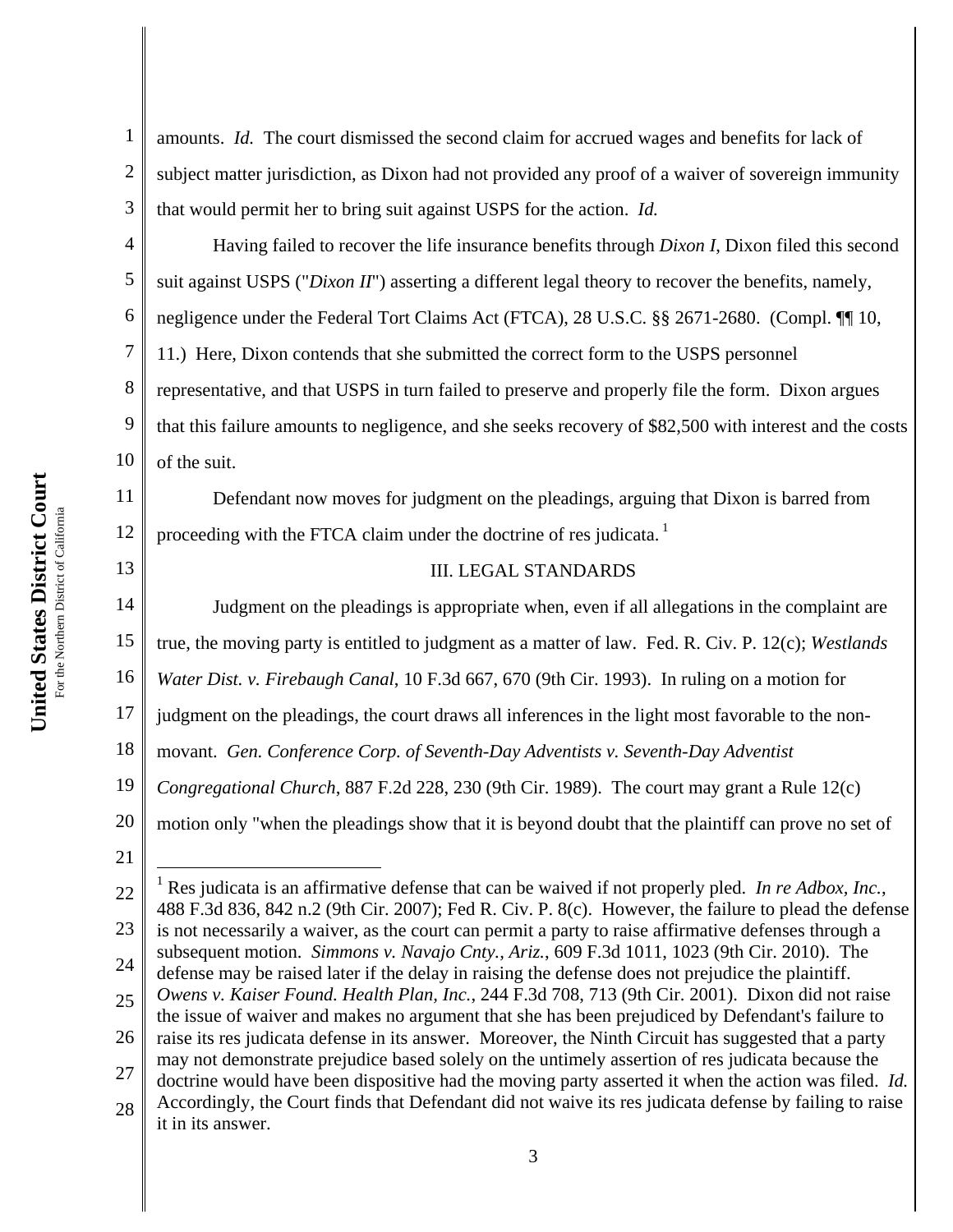amounts. *Id.* The court dismissed the second claim for accrued wages and benefits for lack of subject matter jurisdiction, as Dixon had not provided any proof of a waiver of sovereign immunity that would permit her to bring suit against USPS for the action. *Id.*

Having failed to recover the life insurance benefits through *Dixon I*, Dixon filed this second suit against USPS ("*Dixon II*") asserting a different legal theory to recover the benefits, namely, negligence under the Federal Tort Claims Act (FTCA), 28 U.S.C. §§ 2671-2680. (Compl. ¶¶ 10, 11.) Here, Dixon contends that she submitted the correct form to the USPS personnel representative, and that USPS in turn failed to preserve and properly file the form. Dixon argues that this failure amounts to negligence, and she seeks recovery of $82,500 with interest and the costs of the suit.

Defendant now moves for judgment on the pleadings, arguing that Dixon is barred from proceeding with the FTCA claim under the doctrine of res judicata.[1]

## III. LEGAL STANDARDS

Judgment on the pleadings is appropriate when, even if all allegations in the complaint are true, the moving party is entitled to judgment as a matter of law. Fed. R. Civ. P. 12(c); *Westlands Water Dist. v. Firebaugh Canal*, 10 F.3d 667, 670 (9th Cir. 1993). In ruling on a motion for judgment on the pleadings, the court draws all inferences in the light most favorable to the non-movant. *Gen. Conference Corp. of Seventh-Day Adventists v. Seventh-Day Adventist Congregational Church*, 887 F.2d 228, 230 (9th Cir. 1989). The court may grant a Rule 12(c) motion only "when the pleadings show that it is beyond doubt that the plaintiff can prove no set of

---

[1] Res judicata is an affirmative defense that can be waived if not properly pled. *In re Adbox, Inc.*, 488 F.3d 836, 842 n.2 (9th Cir. 2007); Fed R. Civ. P. 8(c). However, the failure to plead the defense is not necessarily a waiver, as the court can permit a party to raise affirmative defenses through a subsequent motion. *Simmons v. Navajo Cnty., Ariz.*, 609 F.3d 1011, 1023 (9th Cir. 2010). The defense may be raised later if the delay in raising the defense does not prejudice the plaintiff. *Owens v. Kaiser Found. Health Plan, Inc.*, 244 F.3d 708, 713 (9th Cir. 2001). Dixon did not raise the issue of waiver and makes no argument that she has been prejudiced by Defendant's failure to raise its res judicata defense in its answer. Moreover, the Ninth Circuit has suggested that a party may not demonstrate prejudice based solely on the untimely assertion of res judicata because the doctrine would have been dispositive had the moving party asserted it when the action was filed. *Id.* Accordingly, the Court finds that Defendant did not waive its res judicata defense by failing to raise it in its answer.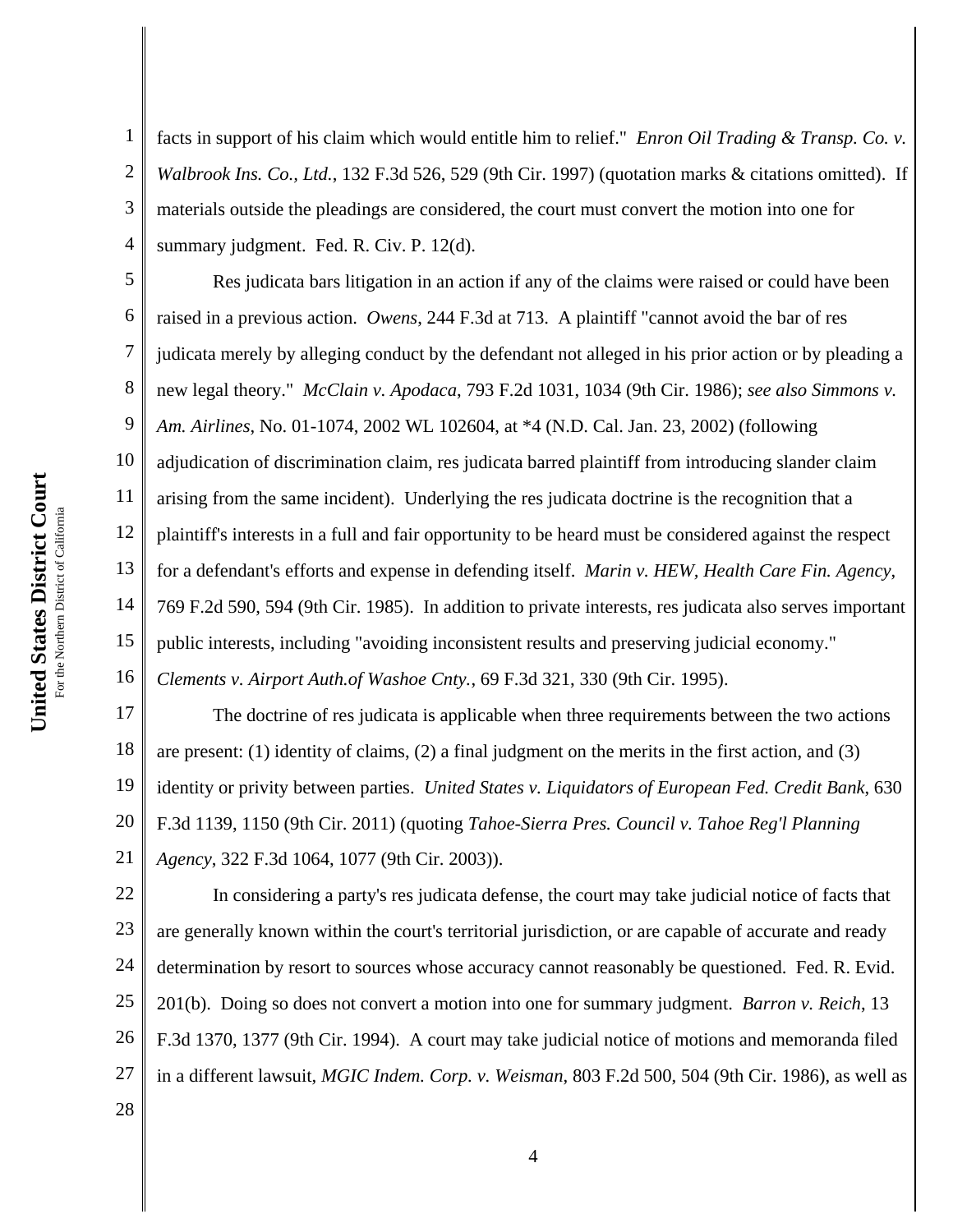facts in support of his claim which would entitle him to relief." *Enron Oil Trading & Transp. Co. v. Walbrook Ins. Co., Ltd.*, 132 F.3d 526, 529 (9th Cir. 1997) (quotation marks & citations omitted). If materials outside the pleadings are considered, the court must convert the motion into one for summary judgment. Fed. R. Civ. P. 12(d).

Res judicata bars litigation in an action if any of the claims were raised or could have been raised in a previous action. *Owens*, 244 F.3d at 713. A plaintiff "cannot avoid the bar of res judicata merely by alleging conduct by the defendant not alleged in his prior action or by pleading a new legal theory." *McClain v. Apodaca*, 793 F.2d 1031, 1034 (9th Cir. 1986); *see also Simmons v. Am. Airlines*, No. 01-1074, 2002 WL 102604, at *4 (N.D. Cal. Jan. 23, 2002) (following adjudication of discrimination claim, res judicata barred plaintiff from introducing slander claim arising from the same incident). Underlying the res judicata doctrine is the recognition that a plaintiff's interests in a full and fair opportunity to be heard must be considered against the respect for a defendant's efforts and expense in defending itself. *Marin v. HEW, Health Care Fin. Agency*, 769 F.2d 590, 594 (9th Cir. 1985). In addition to private interests, res judicata also serves important public interests, including "avoiding inconsistent results and preserving judicial economy." *Clements v. Airport Auth.of Washoe Cnty.*, 69 F.3d 321, 330 (9th Cir. 1995).

The doctrine of res judicata is applicable when three requirements between the two actions are present: (1) identity of claims, (2) a final judgment on the merits in the first action, and (3) identity or privity between parties. *United States v. Liquidators of European Fed. Credit Bank*, 630 F.3d 1139, 1150 (9th Cir. 2011) (quoting *Tahoe-Sierra Pres. Council v. Tahoe Reg'l Planning Agency*, 322 F.3d 1064, 1077 (9th Cir. 2003)).

In considering a party's res judicata defense, the court may take judicial notice of facts that are generally known within the court's territorial jurisdiction, or are capable of accurate and ready determination by resort to sources whose accuracy cannot reasonably be questioned. Fed. R. Evid. 201(b). Doing so does not convert a motion into one for summary judgment. *Barron v. Reich*, 13 F.3d 1370, 1377 (9th Cir. 1994). A court may take judicial notice of motions and memoranda filed in a different lawsuit, *MGIC Indem. Corp. v. Weisman*, 803 F.2d 500, 504 (9th Cir. 1986), as well as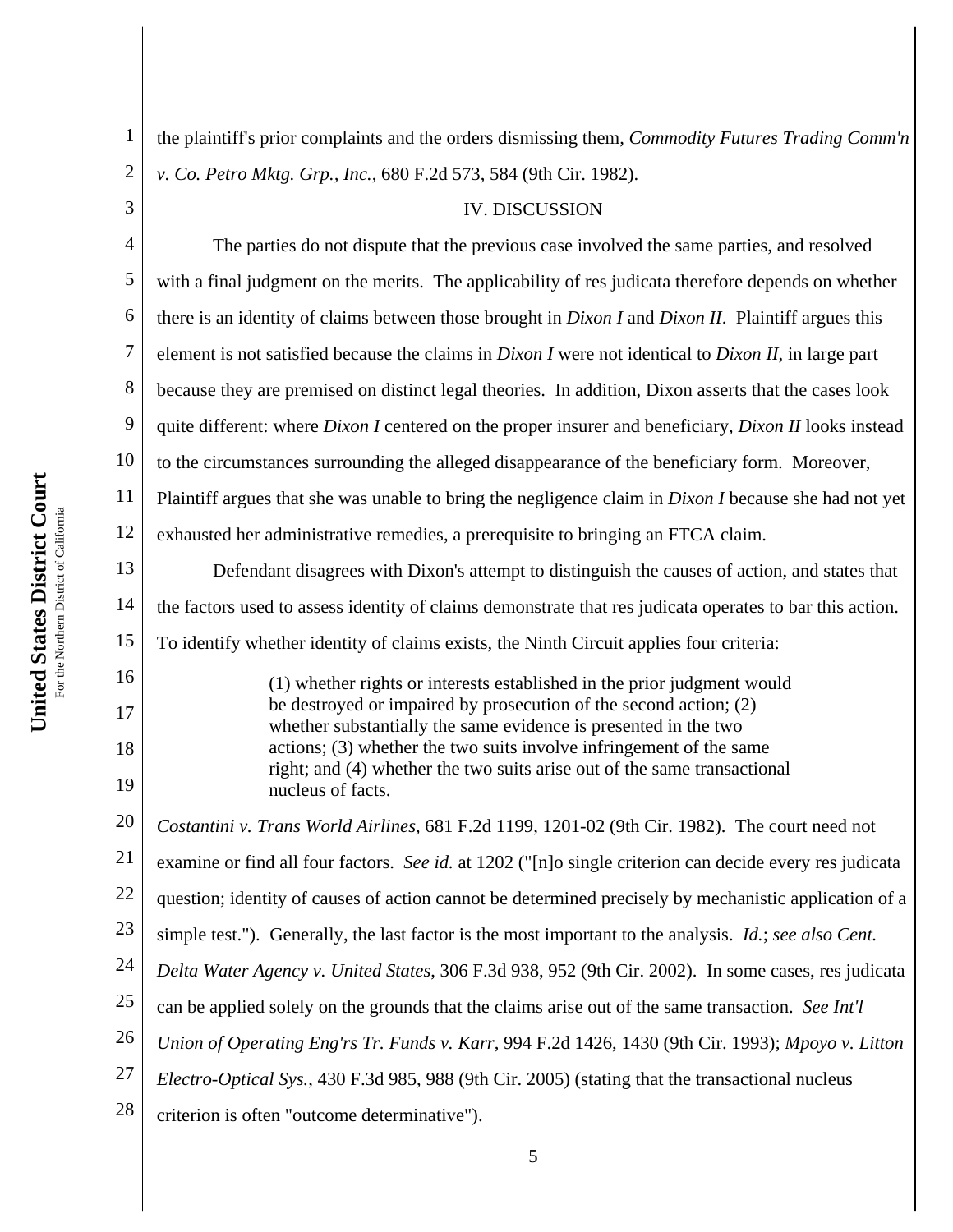the plaintiff's prior complaints and the orders dismissing them, *Commodity Futures Trading Comm'n v. Co. Petro Mktg. Grp., Inc.*, 680 F.2d 573, 584 (9th Cir. 1982).

## IV. DISCUSSION

The parties do not dispute that the previous case involved the same parties, and resolved with a final judgment on the merits. The applicability of res judicata therefore depends on whether there is an identity of claims between those brought in *Dixon I* and *Dixon II*. Plaintiff argues this element is not satisfied because the claims in *Dixon I* were not identical to *Dixon II*, in large part because they are premised on distinct legal theories. In addition, Dixon asserts that the cases look quite different: where *Dixon I* centered on the proper insurer and beneficiary, *Dixon II* looks instead to the circumstances surrounding the alleged disappearance of the beneficiary form. Moreover, Plaintiff argues that she was unable to bring the negligence claim in *Dixon I* because she had not yet exhausted her administrative remedies, a prerequisite to bringing an FTCA claim.

Defendant disagrees with Dixon's attempt to distinguish the causes of action, and states that the factors used to assess identity of claims demonstrate that res judicata operates to bar this action. To identify whether identity of claims exists, the Ninth Circuit applies four criteria:

> (1) whether rights or interests established in the prior judgment would be destroyed or impaired by prosecution of the second action; (2) whether substantially the same evidence is presented in the two actions; (3) whether the two suits involve infringement of the same right; and (4) whether the two suits arise out of the same transactional nucleus of facts.

*Costantini v. Trans World Airlines*, 681 F.2d 1199, 1201-02 (9th Cir. 1982). The court need not examine or find all four factors. *See id.* at 1202 ("[n]o single criterion can decide every res judicata question; identity of causes of action cannot be determined precisely by mechanistic application of a simple test."). Generally, the last factor is the most important to the analysis. *Id.*; *see also Cent. Delta Water Agency v. United States*, 306 F.3d 938, 952 (9th Cir. 2002). In some cases, res judicata can be applied solely on the grounds that the claims arise out of the same transaction. *See Int'l Union of Operating Eng'rs Tr. Funds v. Karr*, 994 F.2d 1426, 1430 (9th Cir. 1993); *Mpoyo v. Litton Electro-Optical Sys.*, 430 F.3d 985, 988 (9th Cir. 2005) (stating that the transactional nucleus criterion is often "outcome determinative").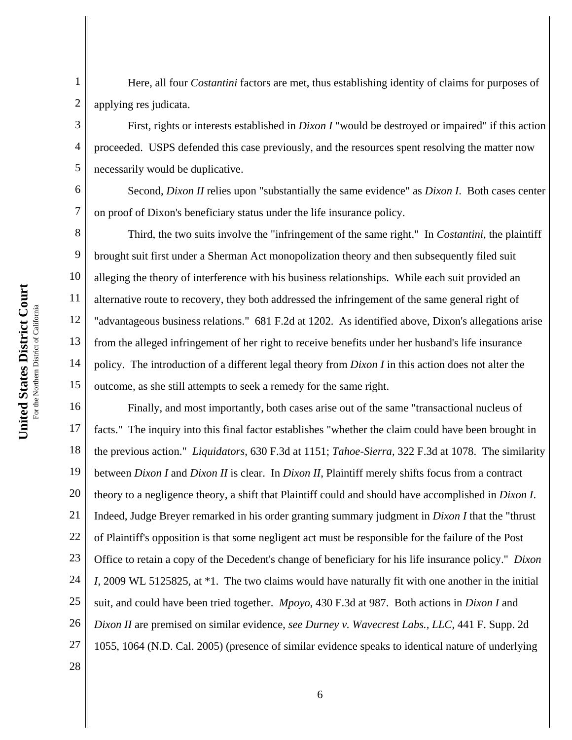Here, all four *Costantini* factors are met, thus establishing identity of claims for purposes of applying res judicata.

First, rights or interests established in *Dixon I* "would be destroyed or impaired" if this action proceeded. USPS defended this case previously, and the resources spent resolving the matter now necessarily would be duplicative.

Second, *Dixon II* relies upon "substantially the same evidence" as *Dixon I*. Both cases center on proof of Dixon's beneficiary status under the life insurance policy.

Third, the two suits involve the "infringement of the same right." In *Costantini*, the plaintiff brought suit first under a Sherman Act monopolization theory and then subsequently filed suit alleging the theory of interference with his business relationships. While each suit provided an alternative route to recovery, they both addressed the infringement of the same general right of "advantageous business relations." 681 F.2d at 1202. As identified above, Dixon's allegations arise from the alleged infringement of her right to receive benefits under her husband's life insurance policy. The introduction of a different legal theory from *Dixon I* in this action does not alter the outcome, as she still attempts to seek a remedy for the same right.

Finally, and most importantly, both cases arise out of the same "transactional nucleus of facts." The inquiry into this final factor establishes "whether the claim could have been brought in the previous action." *Liquidators*, 630 F.3d at 1151; *Tahoe-Sierra*, 322 F.3d at 1078. The similarity between *Dixon I* and *Dixon II* is clear. In *Dixon II*, Plaintiff merely shifts focus from a contract theory to a negligence theory, a shift that Plaintiff could and should have accomplished in *Dixon I*. Indeed, Judge Breyer remarked in his order granting summary judgment in *Dixon I* that the "thrust of Plaintiff's opposition is that some negligent act must be responsible for the failure of the Post Office to retain a copy of the Decedent's change of beneficiary for his life insurance policy." *Dixon I*, 2009 WL 5125825, at *1. The two claims would have naturally fit with one another in the initial suit, and could have been tried together. *Mpoyo*, 430 F.3d at 987. Both actions in *Dixon I* and *Dixon II* are premised on similar evidence, *see Durney v. Wavecrest Labs., LLC*, 441 F. Supp. 2d 1055, 1064 (N.D. Cal. 2005) (presence of similar evidence speaks to identical nature of underlying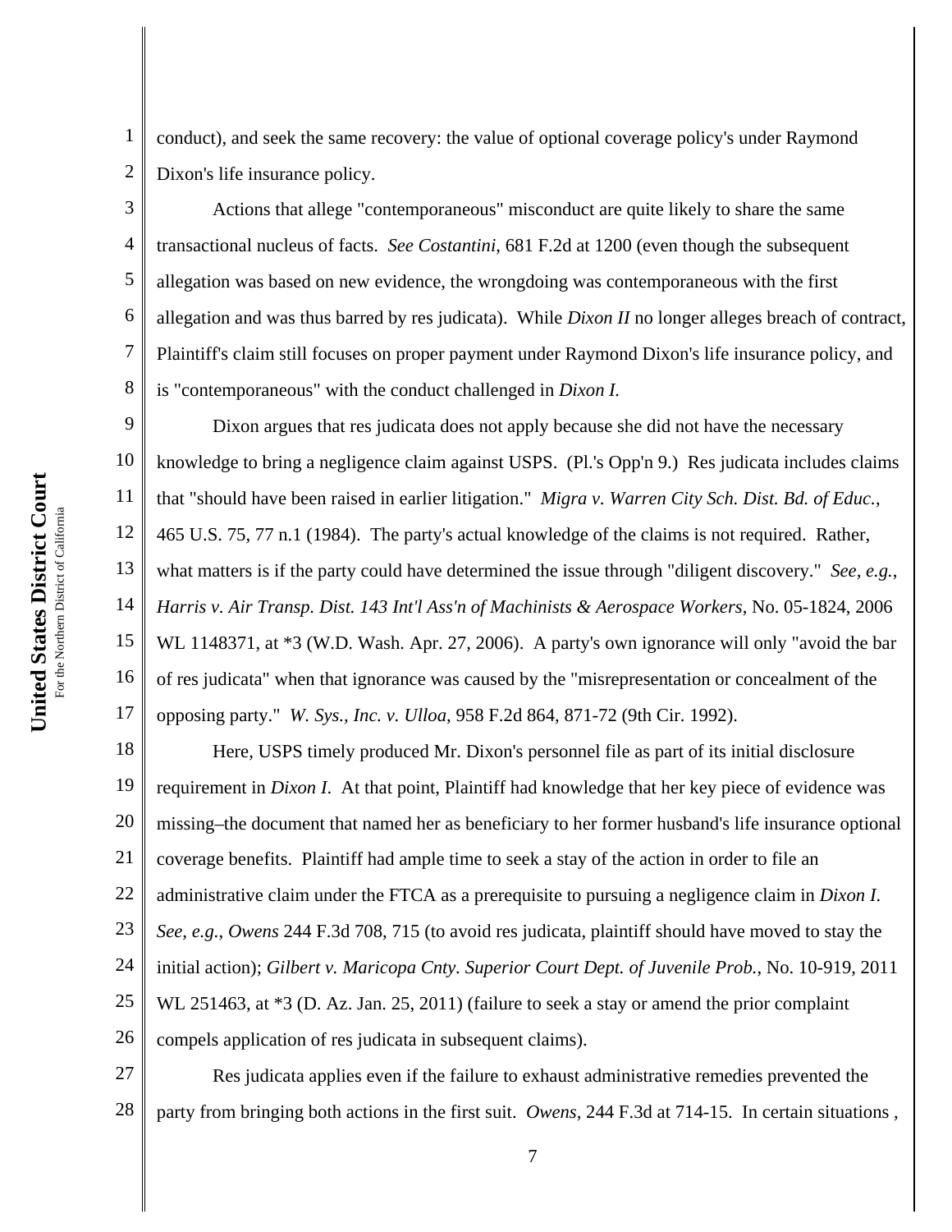conduct), and seek the same recovery: the value of optional coverage policy's under Raymond Dixon's life insurance policy.

Actions that allege "contemporaneous" misconduct are quite likely to share the same transactional nucleus of facts. *See Costantini*, 681 F.2d at 1200 (even though the subsequent allegation was based on new evidence, the wrongdoing was contemporaneous with the first allegation and was thus barred by res judicata). While *Dixon II* no longer alleges breach of contract, Plaintiff's claim still focuses on proper payment under Raymond Dixon's life insurance policy, and is "contemporaneous" with the conduct challenged in *Dixon I*.

Dixon argues that res judicata does not apply because she did not have the necessary knowledge to bring a negligence claim against USPS. (Pl.'s Opp'n 9.) Res judicata includes claims that "should have been raised in earlier litigation." *Migra v. Warren City Sch. Dist. Bd. of Educ.*, 465 U.S. 75, 77 n.1 (1984). The party's actual knowledge of the claims is not required. Rather, what matters is if the party could have determined the issue through "diligent discovery." *See, e.g.*, *Harris v. Air Transp. Dist. 143 Int'l Ass'n of Machinists & Aerospace Workers*, No. 05-1824, 2006 WL 1148371, at *3 (W.D. Wash. Apr. 27, 2006). A party's own ignorance will only "avoid the bar of res judicata" when that ignorance was caused by the "misrepresentation or concealment of the opposing party." *W. Sys., Inc. v. Ulloa*, 958 F.2d 864, 871-72 (9th Cir. 1992).

Here, USPS timely produced Mr. Dixon's personnel file as part of its initial disclosure requirement in *Dixon I*. At that point, Plaintiff had knowledge that her key piece of evidence was missing–the document that named her as beneficiary to her former husband's life insurance optional coverage benefits. Plaintiff had ample time to seek a stay of the action in order to file an administrative claim under the FTCA as a prerequisite to pursuing a negligence claim in *Dixon I*. *See, e.g.*, *Owens* 244 F.3d 708, 715 (to avoid res judicata, plaintiff should have moved to stay the initial action); *Gilbert v. Maricopa Cnty. Superior Court Dept. of Juvenile Prob.*, No. 10-919, 2011 WL 251463, at *3 (D. Az. Jan. 25, 2011) (failure to seek a stay or amend the prior complaint compels application of res judicata in subsequent claims).

Res judicata applies even if the failure to exhaust administrative remedies prevented the party from bringing both actions in the first suit. *Owens*, 244 F.3d at 714-15. In certain situations ,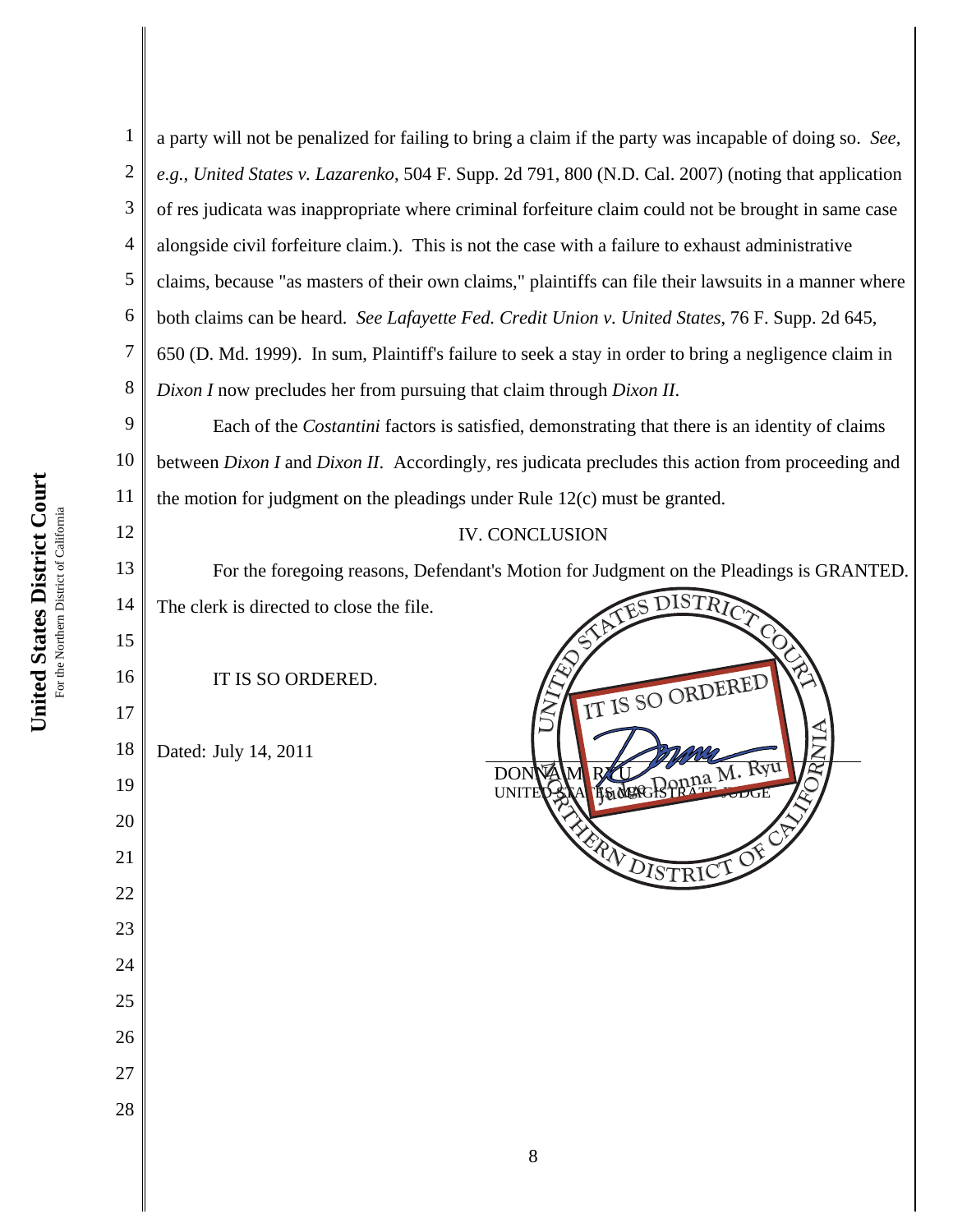a party will not be penalized for failing to bring a claim if the party was incapable of doing so. *See, e.g., United States v. Lazarenko*, 504 F. Supp. 2d 791, 800 (N.D. Cal. 2007) (noting that application of res judicata was inappropriate where criminal forfeiture claim could not be brought in same case alongside civil forfeiture claim.). This is not the case with a failure to exhaust administrative claims, because "as masters of their own claims," plaintiffs can file their lawsuits in a manner where both claims can be heard. *See Lafayette Fed. Credit Union v. United States*, 76 F. Supp. 2d 645, 650 (D. Md. 1999). In sum, Plaintiff's failure to seek a stay in order to bring a negligence claim in *Dixon I* now precludes her from pursuing that claim through *Dixon II*.

Each of the *Costantini* factors is satisfied, demonstrating that there is an identity of claims between *Dixon I* and *Dixon II*. Accordingly, res judicata precludes this action from proceeding and the motion for judgment on the pleadings under Rule 12(c) must be granted.

## IV. CONCLUSION

For the foregoing reasons, Defendant's Motion for Judgment on the Pleadings is GRANTED. The clerk is directed to close the file.

IT IS SO ORDERED.

Dated: July 14, 2011

DONNA M. RYU
UNITED STATES MAGISTRATE JUDGE